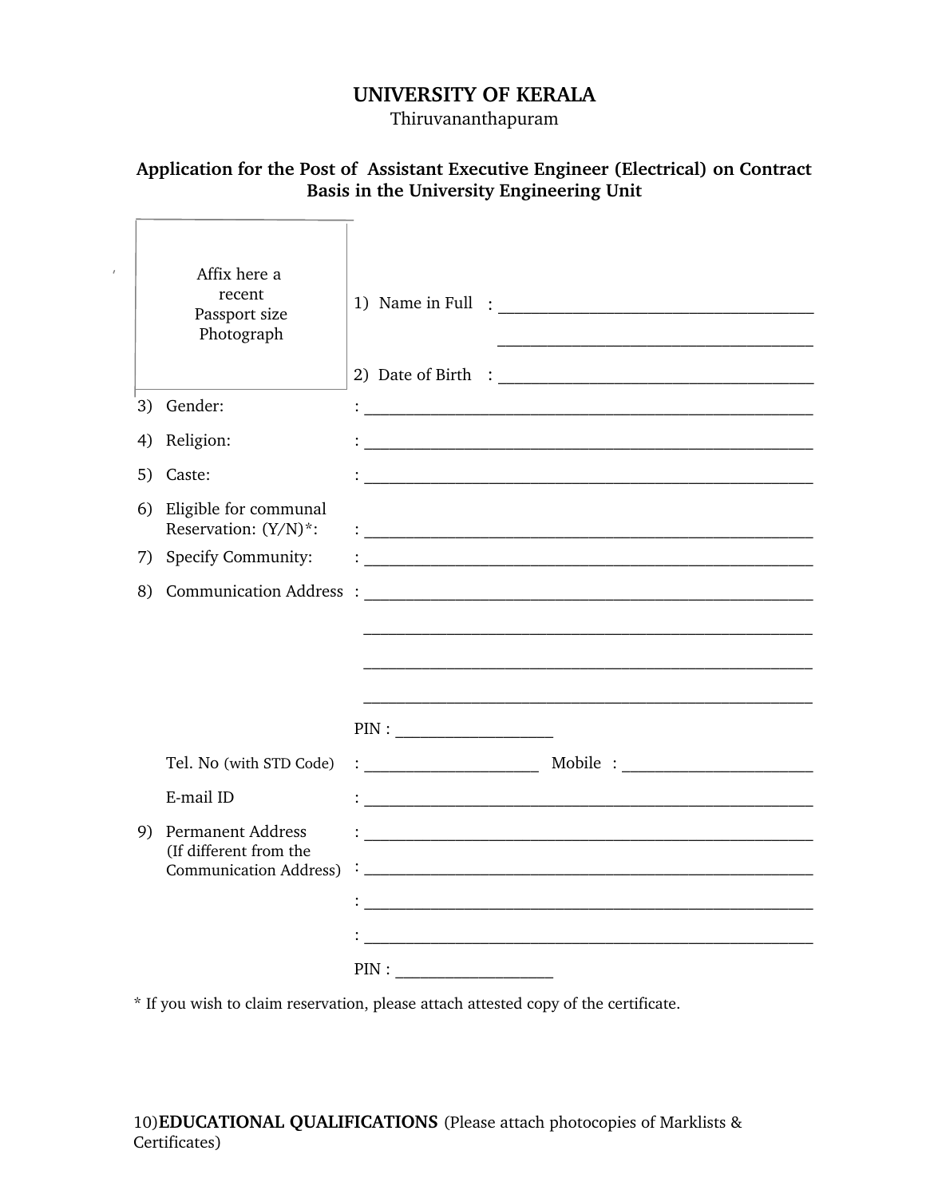# UNIVERSITY OF KERALA

Thiruvananthapuram

## Application for the Post of Assistant Executive Engineer (Electrical) on Contract Basis in the University Engineering Unit

Affix here a recent Passport size Photograph

1) Name in Full : ______________________________________
______________________________________

2) Date of Birth : ______________________________________

3) Gender: : ______________________________________

4) Religion: : ______________________________________

5) Caste: : ______________________________________

6) Eligible for communal Reservation: (Y/N)*: : ______________________________________

7) Specify Community: : ______________________________________

8) Communication Address : ______________________________________
______________________________________
______________________________________
______________________________________

PIN : __________________

Tel. No (with STD Code) : ____________________ Mobile : ______________________

E-mail ID : ______________________________________

9) Permanent Address (If different from the Communication Address) : ______________________________________
: ______________________________________
: ______________________________________
: ______________________________________

PIN : __________________

* If you wish to claim reservation, please attach attested copy of the certificate.

10) **EDUCATIONAL QUALIFICATIONS** (Please attach photocopies of Marklists & Certificates)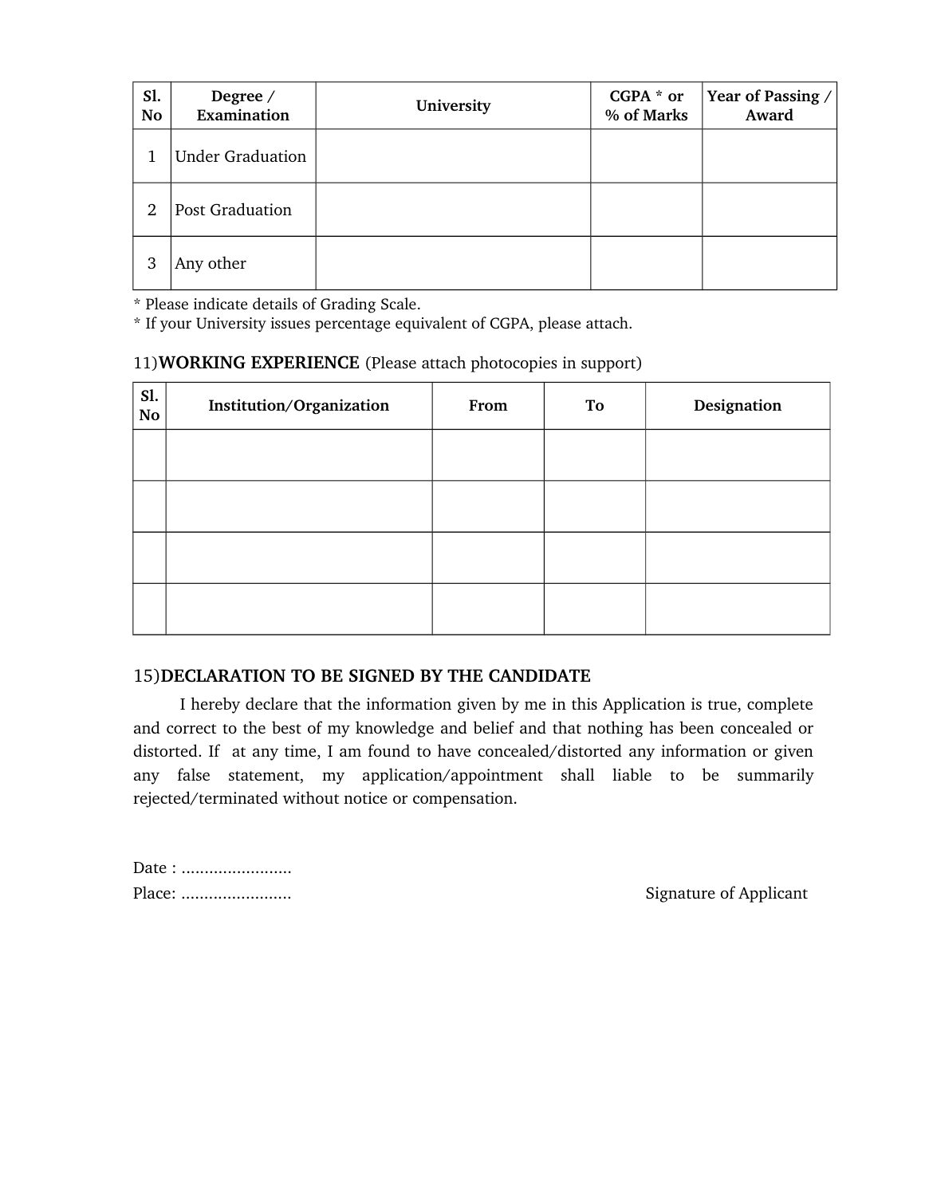| Sl. No | Degree / Examination | University | CGPA * or % of Marks | Year of Passing / Award |
|---|---|---|---|---|
| 1 | Under Graduation | | | |
| 2 | Post Graduation | | | |
| 3 | Any other | | | |

* Please indicate details of Grading Scale.
* If your University issues percentage equivalent of CGPA, please attach.

11)**WORKING EXPERIENCE** (Please attach photocopies in support)

| Sl. No | Institution/Organization | From | To | Designation |
|---|---|---|---|---|
| | | | | |
| | | | | |
| | | | | |
| | | | | |

15)**DECLARATION TO BE SIGNED BY THE CANDIDATE**

I hereby declare that the information given by me in this Application is true, complete and correct to the best of my knowledge and belief and that nothing has been concealed or distorted. If at any time, I am found to have concealed/distorted any information or given any false statement, my application/appointment shall liable to be summarily rejected/terminated without notice or compensation.

Date : ........................

Place: ........................ Signature of Applicant